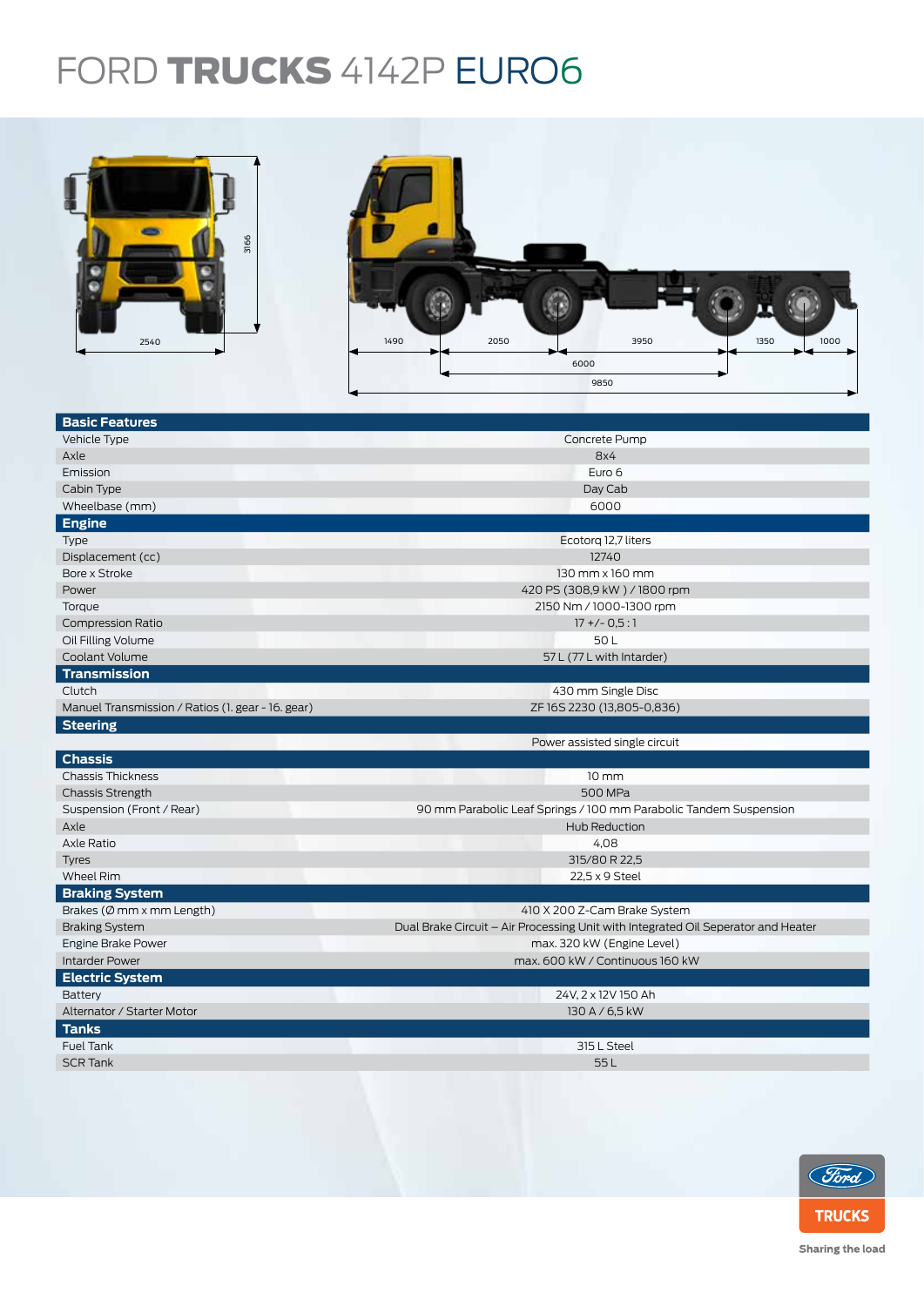# FORD TRUCKS 4142P EURO6

| Basic Features | |
|---|---|
| Vehicle Type | Concrete Pump |
| Axle | 8x4 |
| Emission | Euro 6 |
| Cabin Type | Day Cab |
| Wheelbase (mm) | 6000 |
| **Engine** | |
| Type | Ecotorq 12,7 liters |
| Displacement (cc) | 12740 |
| Bore x Stroke | 130 mm x 160 mm |
| Power | 420 PS (308,9 kW ) / 1800 rpm |
| Torque | 2150 Nm / 1000-1300 rpm |
| Compression Ratio | 17 +/- 0,5 : 1 |
| Oil Filling Volume | 50 L |
| Coolant Volume | 57 L (77 L with Intarder) |
| **Transmission** | |
| Clutch | 430 mm Single Disc |
| Manuel Transmission / Ratios (1. gear - 16. gear) | ZF 16S 2230 (13,805-0,836) |
| **Steering** | |
| | Power assisted single circuit |
| **Chassis** | |
| Chassis Thickness | 10 mm |
| Chassis Strength | 500 MPa |
| Suspension (Front / Rear) | 90 mm Parabolic Leaf Springs / 100 mm Parabolic Tandem Suspension |
| Axle | Hub Reduction |
| Axle Ratio | 4,08 |
| Tyres | 315/80 R 22,5 |
| Wheel Rim | 22,5 x 9 Steel |
| **Braking System** | |
| Brakes (Ø mm x mm Length) | 410 X 200 Z-Cam Brake System |
| Braking System | Dual Brake Circuit – Air Processing Unit with Integrated Oil Seperator and Heater |
| Engine Brake Power | max. 320 kW (Engine Level) |
| Intarder Power | max. 600 kW / Continuous 160 kW |
| **Electric System** | |
| Battery | 24V, 2 x 12V 150 Ah |
| Alternator / Starter Motor | 130 A / 6,5 kW |
| **Tanks** | |
| Fuel Tank | 315 L Steel |
| SCR Tank | 55 L |

Sharing the load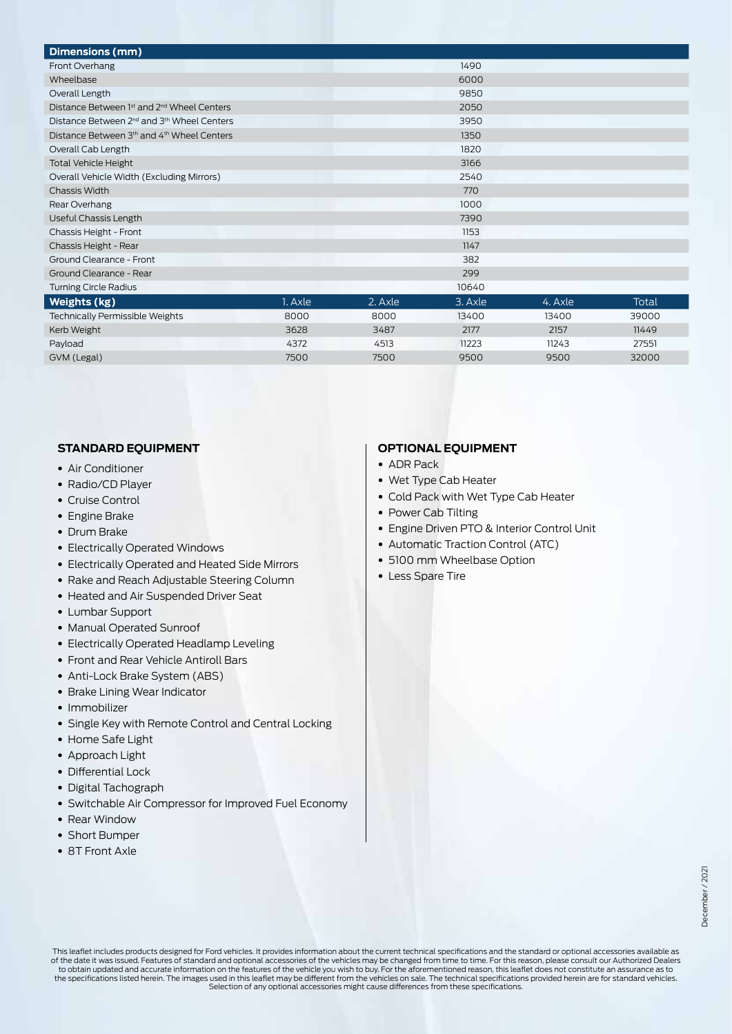| Dimensions (mm) | |
|---|---|
| Front Overhang | 1490 |
| Wheelbase | 6000 |
| Overall Length | 9850 |
| Distance Between 1st and 2nd Wheel Centers | 2050 |
| Distance Between 2nd and 3th Wheel Centers | 3950 |
| Distance Between 3th and 4th Wheel Centers | 1350 |
| Overall Cab Length | 1820 |
| Total Vehicle Height | 3166 |
| Overall Vehicle Width (Excluding Mirrors) | 2540 |
| Chassis Width | 770 |
| Rear Overhang | 1000 |
| Useful Chassis Length | 7390 |
| Chassis Height - Front | 1153 |
| Chassis Height - Rear | 1147 |
| Ground Clearance - Front | 382 |
| Ground Clearance - Rear | 299 |
| Turning Circle Radius | 10640 |

| Weights (kg) | 1. Axle | 2. Axle | 3. Axle | 4. Axle | Total |
|---|---|---|---|---|---|
| Technically Permissible Weights | 8000 | 8000 | 13400 | 13400 | 39000 |
| Kerb Weight | 3628 | 3487 | 2177 | 2157 | 11449 |
| Payload | 4372 | 4513 | 11223 | 11243 | 27551 |
| GVM (Legal) | 7500 | 7500 | 9500 | 9500 | 32000 |

## STANDARD EQUIPMENT

- Air Conditioner
- Radio/CD Player
- Cruise Control
- Engine Brake
- Drum Brake
- Electrically Operated Windows
- Electrically Operated and Heated Side Mirrors
- Rake and Reach Adjustable Steering Column
- Heated and Air Suspended Driver Seat
- Lumbar Support
- Manual Operated Sunroof
- Electrically Operated Headlamp Leveling
- Front and Rear Vehicle Antiroll Bars
- Anti-Lock Brake System (ABS)
- Brake Lining Wear Indicator
- Immobilizer
- Single Key with Remote Control and Central Locking
- Home Safe Light
- Approach Light
- Differential Lock
- Digital Tachograph
- Switchable Air Compressor for Improved Fuel Economy
- Rear Window
- Short Bumper
- 8T Front Axle

## OPTIONAL EQUIPMENT

- ADR Pack
- Wet Type Cab Heater
- Cold Pack with Wet Type Cab Heater
- Power Cab Tilting
- Engine Driven PTO & Interior Control Unit
- Automatic Traction Control (ATC)
- 5100 mm Wheelbase Option
- Less Spare Tire

December / 2021

This leaflet includes products designed for Ford vehicles. It provides information about the current technical specifications and the standard or optional accessories available as of the date it was issued. Features of standard and optional accessories of the vehicles may be changed from time to time. For this reason, please consult our Authorized Dealers to obtain updated and accurate information on the features of the vehicle you wish to buy. For the aforementioned reason, this leaflet does not constitute an assurance as to the specifications listed herein. The images used in this leaflet may be different from the vehicles on sale. The technical specifications provided herein are for standard vehicles. Selection of any optional accessories might cause differences from these specifications.